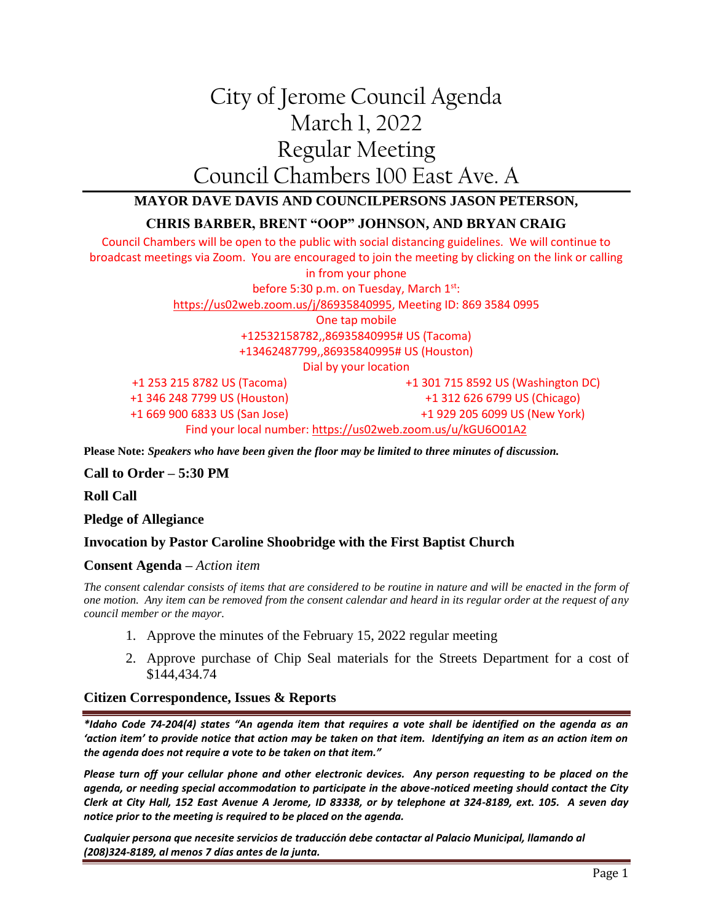# City of Jerome Council Agenda
# March 1, 2022
# Regular Meeting
# Council Chambers 100 East Ave. A

**MAYOR DAVE DAVIS AND COUNCILPERSONS JASON PETERSON, CHRIS BARBER, BRENT "OOP" JOHNSON, AND BRYAN CRAIG**

Council Chambers will be open to the public with social distancing guidelines. We will continue to broadcast meetings via Zoom. You are encouraged to join the meeting by clicking on the link or calling in from your phone before 5:30 p.m. on Tuesday, March 1st:

https://us02web.zoom.us/j/86935840995, Meeting ID: 869 3584 0995

One tap mobile

+12532158782,,86935840995# US (Tacoma)

+13462487799,,86935840995# US (Houston)

Dial by your location

+1 253 215 8782 US (Tacoma)

+1 346 248 7799 US (Houston)

+1 669 900 6833 US (San Jose)

+1 301 715 8592 US (Washington DC)

+1 312 626 6799 US (Chicago)

+1 929 205 6099 US (New York)

Find your local number: https://us02web.zoom.us/u/kGU6O01A2

**Please Note:** ***Speakers who have been given the floor may be limited to three minutes of discussion.***

**Call to Order – 5:30 PM**

**Roll Call**

**Pledge of Allegiance**

**Invocation by Pastor Caroline Shoobridge with the First Baptist Church**

**Consent Agenda** – *Action item*

*The consent calendar consists of items that are considered to be routine in nature and will be enacted in the form of one motion. Any item can be removed from the consent calendar and heard in its regular order at the request of any council member or the mayor.*

1. Approve the minutes of the February 15, 2022 regular meeting
2. Approve purchase of Chip Seal materials for the Streets Department for a cost of $144,434.74

**Citizen Correspondence, Issues & Reports**

***\*Idaho Code 74-204(4) states "An agenda item that requires a vote shall be identified on the agenda as an 'action item' to provide notice that action may be taken on that item. Identifying an item as an action item on the agenda does not require a vote to be taken on that item."***

***Please turn off your cellular phone and other electronic devices. Any person requesting to be placed on the agenda, or needing special accommodation to participate in the above-noticed meeting should contact the City Clerk at City Hall, 152 East Avenue A Jerome, ID 83338, or by telephone at 324-8189, ext. 105. A seven day notice prior to the meeting is required to be placed on the agenda.***

***Cualquier persona que necesite servicios de traducción debe contactar al Palacio Municipal, llamando al (208)324-8189, al menos 7 días antes de la junta.***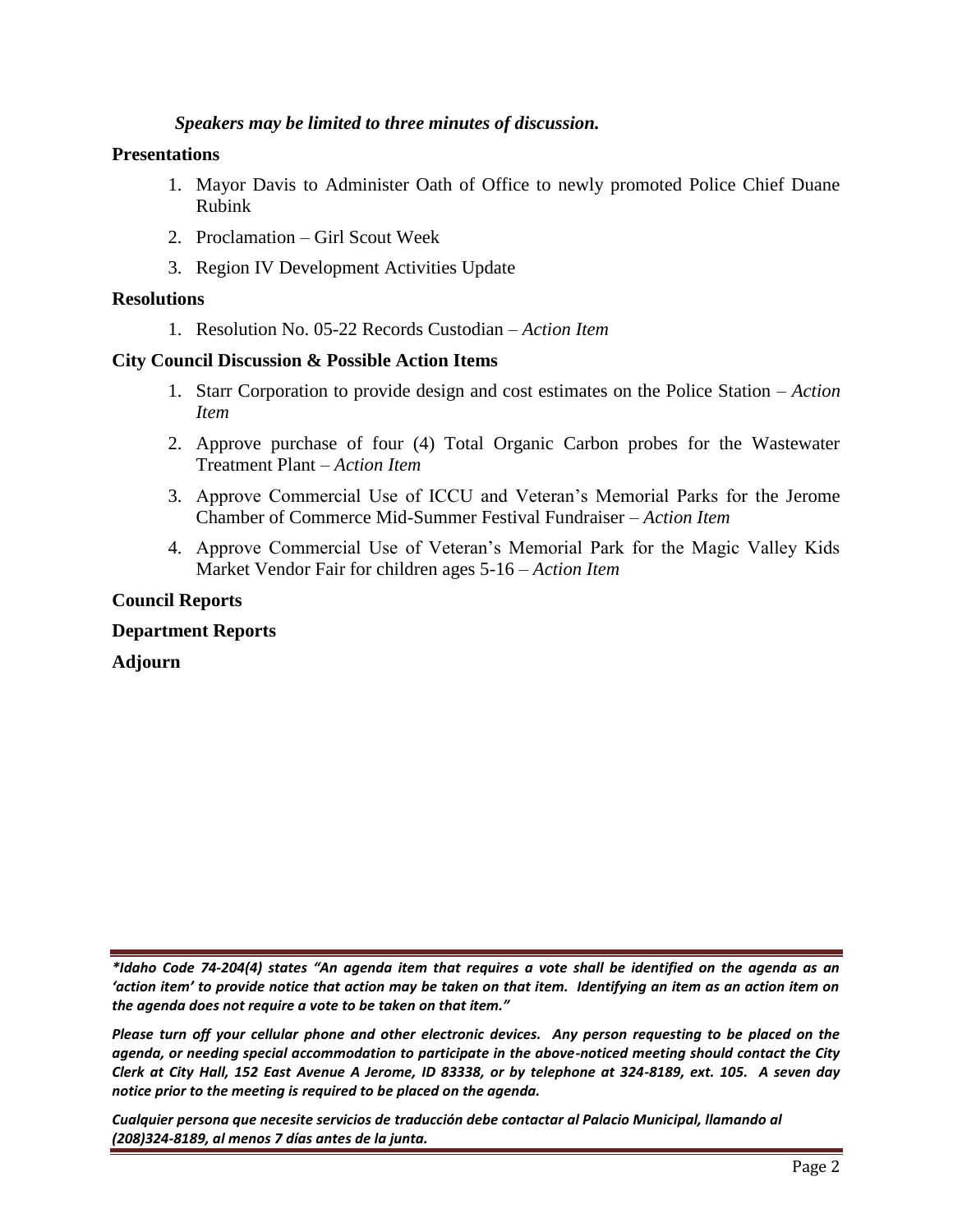*Speakers may be limited to three minutes of discussion.*

**Presentations**

1. Mayor Davis to Administer Oath of Office to newly promoted Police Chief Duane Rubink
2. Proclamation – Girl Scout Week
3. Region IV Development Activities Update

**Resolutions**

1. Resolution No. 05-22 Records Custodian – *Action Item*

**City Council Discussion & Possible Action Items**

1. Starr Corporation to provide design and cost estimates on the Police Station – *Action Item*
2. Approve purchase of four (4) Total Organic Carbon probes for the Wastewater Treatment Plant – *Action Item*
3. Approve Commercial Use of ICCU and Veteran's Memorial Parks for the Jerome Chamber of Commerce Mid-Summer Festival Fundraiser – *Action Item*
4. Approve Commercial Use of Veteran's Memorial Park for the Magic Valley Kids Market Vendor Fair for children ages 5-16 – *Action Item*

**Council Reports**

**Department Reports**

**Adjourn**

---

***Idaho Code 74-204(4) states "An agenda item that requires a vote shall be identified on the agenda as an 'action item' to provide notice that action may be taken on that item. Identifying an item as an action item on the agenda does not require a vote to be taken on that item."***

***Please turn off your cellular phone and other electronic devices. Any person requesting to be placed on the agenda, or needing special accommodation to participate in the above-noticed meeting should contact the City Clerk at City Hall, 152 East Avenue A Jerome, ID 83338, or by telephone at 324-8189, ext. 105. A seven day notice prior to the meeting is required to be placed on the agenda.***

***Cualquier persona que necesite servicios de traducción debe contactar al Palacio Municipal, llamando al (208)324-8189, al menos 7 días antes de la junta.***